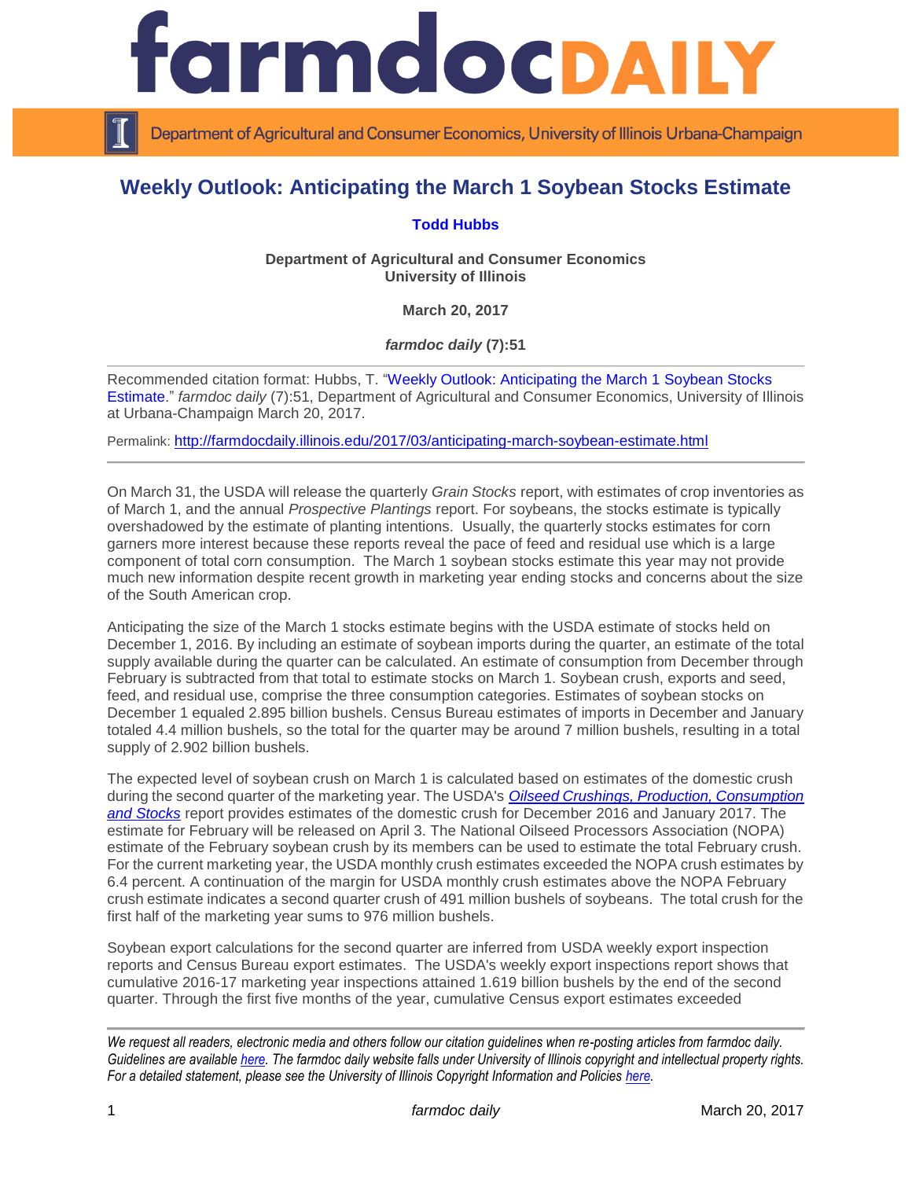# Weekly Outlook: Anticipating the March 1 Soybean Stocks Estimate

**Todd Hubbs**

**Department of Agricultural and Consumer Economics**
**University of Illinois**

**March 20, 2017**

***farmdoc daily* (7):51**

Recommended citation format: Hubbs, T. "Weekly Outlook: Anticipating the March 1 Soybean Stocks Estimate." *farmdoc daily* (7):51, Department of Agricultural and Consumer Economics, University of Illinois at Urbana-Champaign March 20, 2017.

Permalink: http://farmdocdaily.illinois.edu/2017/03/anticipating-march-soybean-estimate.html

---

On March 31, the USDA will release the quarterly *Grain Stocks* report, with estimates of crop inventories as of March 1, and the annual *Prospective Plantings* report. For soybeans, the stocks estimate is typically overshadowed by the estimate of planting intentions. Usually, the quarterly stocks estimates for corn garners more interest because these reports reveal the pace of feed and residual use which is a large component of total corn consumption. The March 1 soybean stocks estimate this year may not provide much new information despite recent growth in marketing year ending stocks and concerns about the size of the South American crop.

Anticipating the size of the March 1 stocks estimate begins with the USDA estimate of stocks held on December 1, 2016. By including an estimate of soybean imports during the quarter, an estimate of the total supply available during the quarter can be calculated. An estimate of consumption from December through February is subtracted from that total to estimate stocks on March 1. Soybean crush, exports and seed, feed, and residual use, comprise the three consumption categories. Estimates of soybean stocks on December 1 equaled 2.895 billion bushels. Census Bureau estimates of imports in December and January totaled 4.4 million bushels, so the total for the quarter may be around 7 million bushels, resulting in a total supply of 2.902 billion bushels.

The expected level of soybean crush on March 1 is calculated based on estimates of the domestic crush during the second quarter of the marketing year. The USDA's ***Oilseed Crushings, Production, Consumption and Stocks*** report provides estimates of the domestic crush for December 2016 and January 2017. The estimate for February will be released on April 3. The National Oilseed Processors Association (NOPA) estimate of the February soybean crush by its members can be used to estimate the total February crush. For the current marketing year, the USDA monthly crush estimates exceeded the NOPA crush estimates by 6.4 percent. A continuation of the margin for USDA monthly crush estimates above the NOPA February crush estimate indicates a second quarter crush of 491 million bushels of soybeans. The total crush for the first half of the marketing year sums to 976 million bushels.

Soybean export calculations for the second quarter are inferred from USDA weekly export inspection reports and Census Bureau export estimates. The USDA's weekly export inspections report shows that cumulative 2016-17 marketing year inspections attained 1.619 billion bushels by the end of the second quarter. Through the first five months of the year, cumulative Census export estimates exceeded

---

*We request all readers, electronic media and others follow our citation guidelines when re-posting articles from farmdoc daily. Guidelines are available here. The farmdoc daily website falls under University of Illinois copyright and intellectual property rights. For a detailed statement, please see the University of Illinois Copyright Information and Policies here.*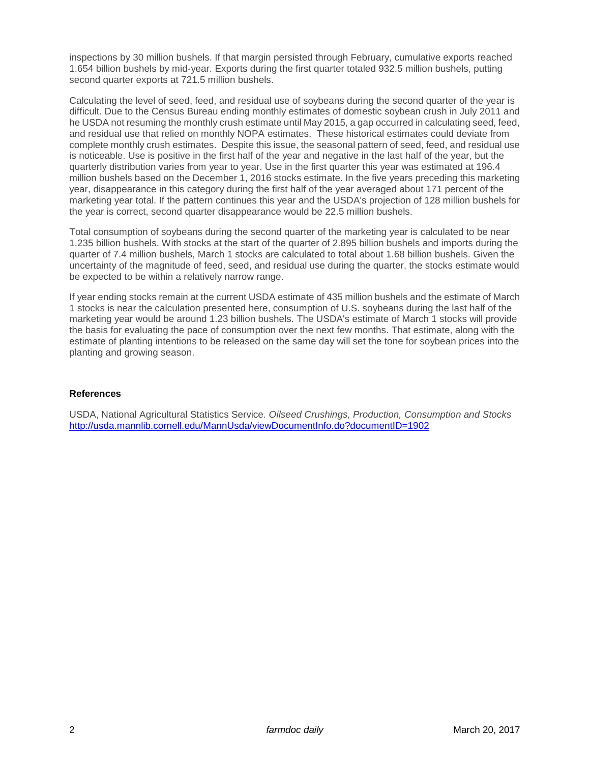inspections by 30 million bushels. If that margin persisted through February, cumulative exports reached 1.654 billion bushels by mid-year. Exports during the first quarter totaled 932.5 million bushels, putting second quarter exports at 721.5 million bushels.

Calculating the level of seed, feed, and residual use of soybeans during the second quarter of the year is difficult. Due to the Census Bureau ending monthly estimates of domestic soybean crush in July 2011 and he USDA not resuming the monthly crush estimate until May 2015, a gap occurred in calculating seed, feed, and residual use that relied on monthly NOPA estimates. These historical estimates could deviate from complete monthly crush estimates. Despite this issue, the seasonal pattern of seed, feed, and residual use is noticeable. Use is positive in the first half of the year and negative in the last half of the year, but the quarterly distribution varies from year to year. Use in the first quarter this year was estimated at 196.4 million bushels based on the December 1, 2016 stocks estimate. In the five years preceding this marketing year, disappearance in this category during the first half of the year averaged about 171 percent of the marketing year total. If the pattern continues this year and the USDA's projection of 128 million bushels for the year is correct, second quarter disappearance would be 22.5 million bushels.

Total consumption of soybeans during the second quarter of the marketing year is calculated to be near 1.235 billion bushels. With stocks at the start of the quarter of 2.895 billion bushels and imports during the quarter of 7.4 million bushels, March 1 stocks are calculated to total about 1.68 billion bushels. Given the uncertainty of the magnitude of feed, seed, and residual use during the quarter, the stocks estimate would be expected to be within a relatively narrow range.

If year ending stocks remain at the current USDA estimate of 435 million bushels and the estimate of March 1 stocks is near the calculation presented here, consumption of U.S. soybeans during the last half of the marketing year would be around 1.23 billion bushels. The USDA's estimate of March 1 stocks will provide the basis for evaluating the pace of consumption over the next few months. That estimate, along with the estimate of planting intentions to be released on the same day will set the tone for soybean prices into the planting and growing season.

## References

USDA, National Agricultural Statistics Service. *Oilseed Crushings, Production, Consumption and Stocks* http://usda.mannlib.cornell.edu/MannUsda/viewDocumentInfo.do?documentID=1902